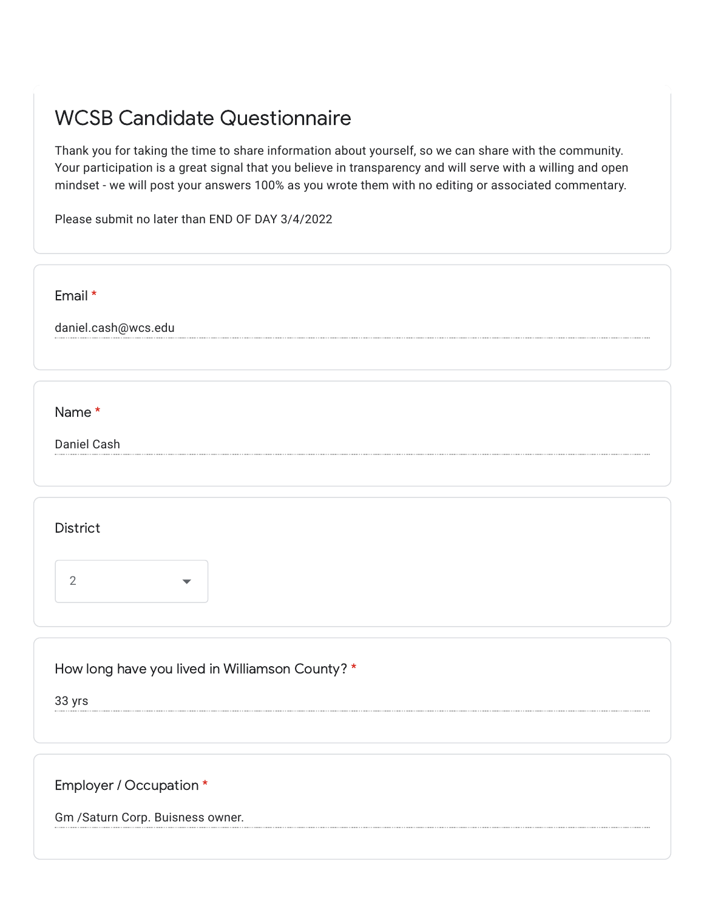# WCSB Candidate Questionnaire

Thank you for taking the time to share information about yourself, so we can share with the community. Your participation is a great signal that you believe in transparency and will serve with a willing and open mindset - we will post your answers 100% as you wrote them with no editing or associated commentary.

Please submit no later than END OF DAY 3/4/2022

**Email** *

daniel.cash@wcs.edu

**Name** *

Daniel Cash

**District**

2

**How long have you lived in Williamson County?** *

33 yrs

**Employer / Occupation** *

Gm /Saturn Corp. Buisness owner.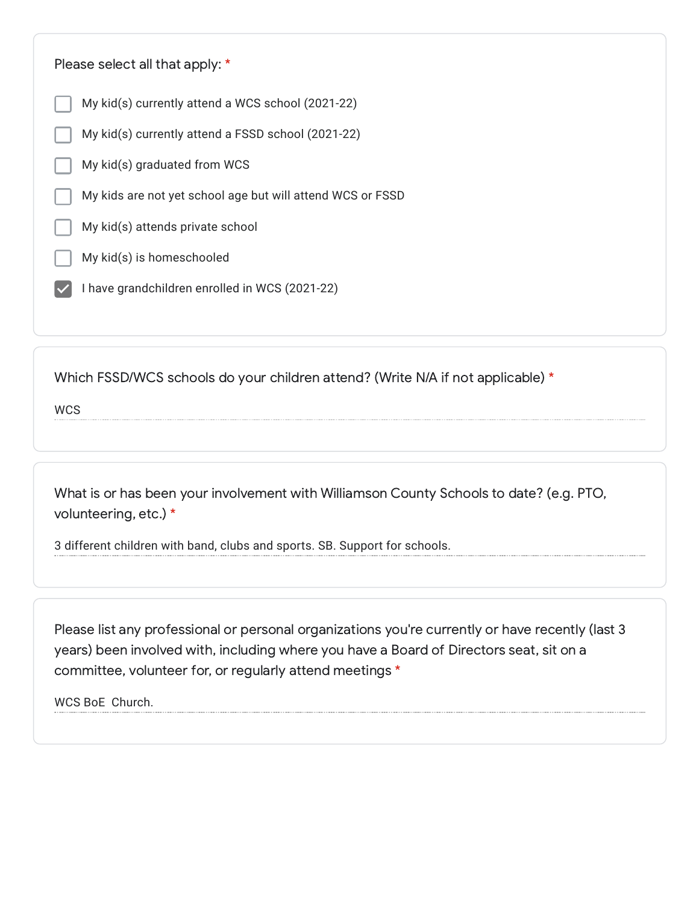Please select all that apply: *

- [ ] My kid(s) currently attend a WCS school (2021-22)
- [ ] My kid(s) currently attend a FSSD school (2021-22)
- [ ] My kid(s) graduated from WCS
- [ ] My kids are not yet school age but will attend WCS or FSSD
- [ ] My kid(s) attends private school
- [ ] My kid(s) is homeschooled
- [x] I have grandchildren enrolled in WCS (2021-22)

Which FSSD/WCS schools do your children attend? (Write N/A if not applicable) *

WCS

What is or has been your involvement with Williamson County Schools to date? (e.g. PTO, volunteering, etc.) *

3 different children with band, clubs and sports. SB. Support for schools.

Please list any professional or personal organizations you're currently or have recently (last 3 years) been involved with, including where you have a Board of Directors seat, sit on a committee, volunteer for, or regularly attend meetings *

WCS BoE Church.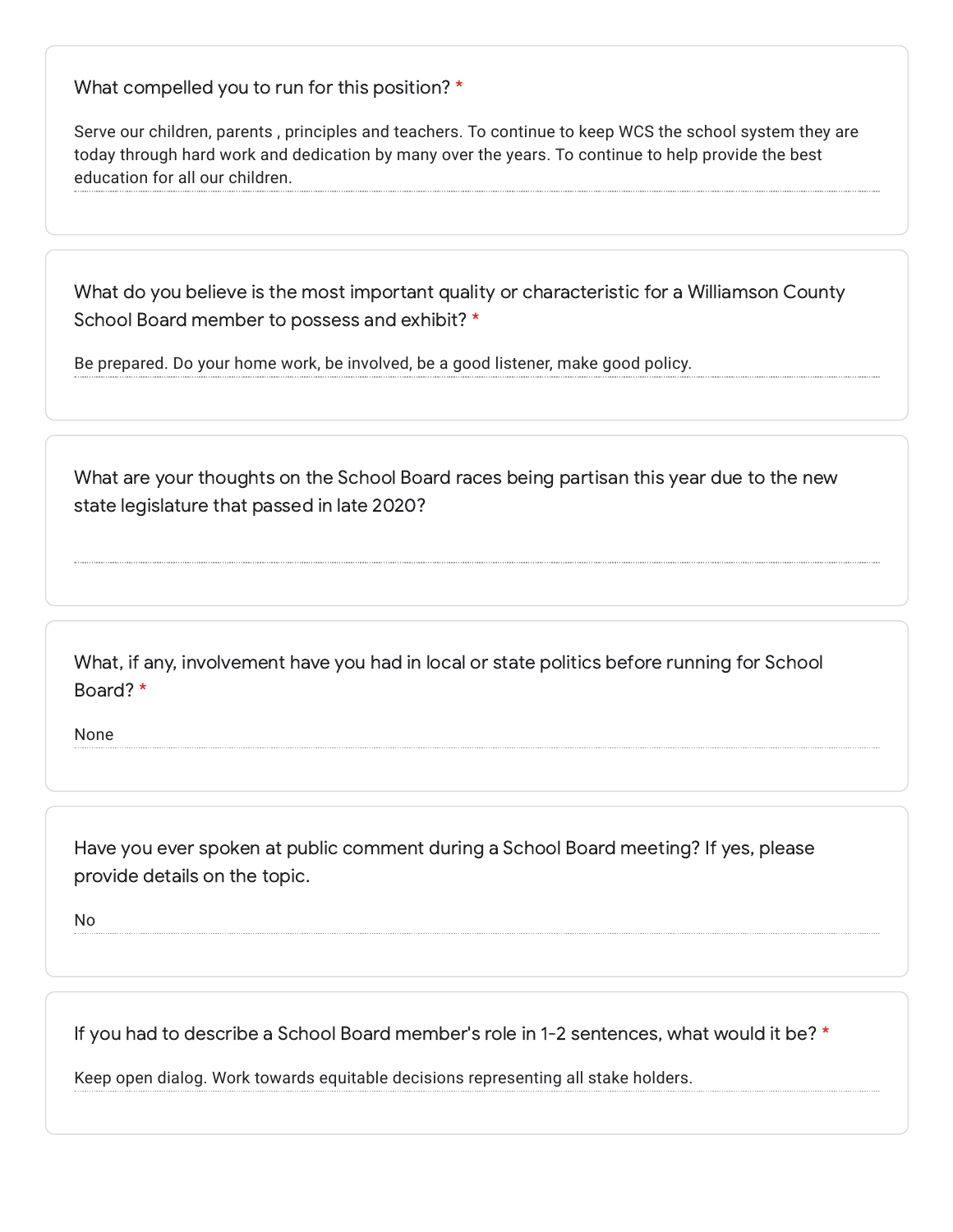What compelled you to run for this position? *

Serve our children, parents , principles and teachers. To continue to keep WCS the school system they are today through hard work and dedication by many over the years. To continue to help provide the best education for all our children.

What do you believe is the most important quality or characteristic for a Williamson County School Board member to possess and exhibit? *

Be prepared. Do your home work, be involved, be a good listener, make good policy.

What are your thoughts on the School Board races being partisan this year due to the new state legislature that passed in late 2020?

What, if any, involvement have you had in local or state politics before running for School Board? *

None

Have you ever spoken at public comment during a School Board meeting? If yes, please provide details on the topic.

No

If you had to describe a School Board member's role in 1-2 sentences, what would it be? *

Keep open dialog. Work towards equitable decisions representing all stake holders.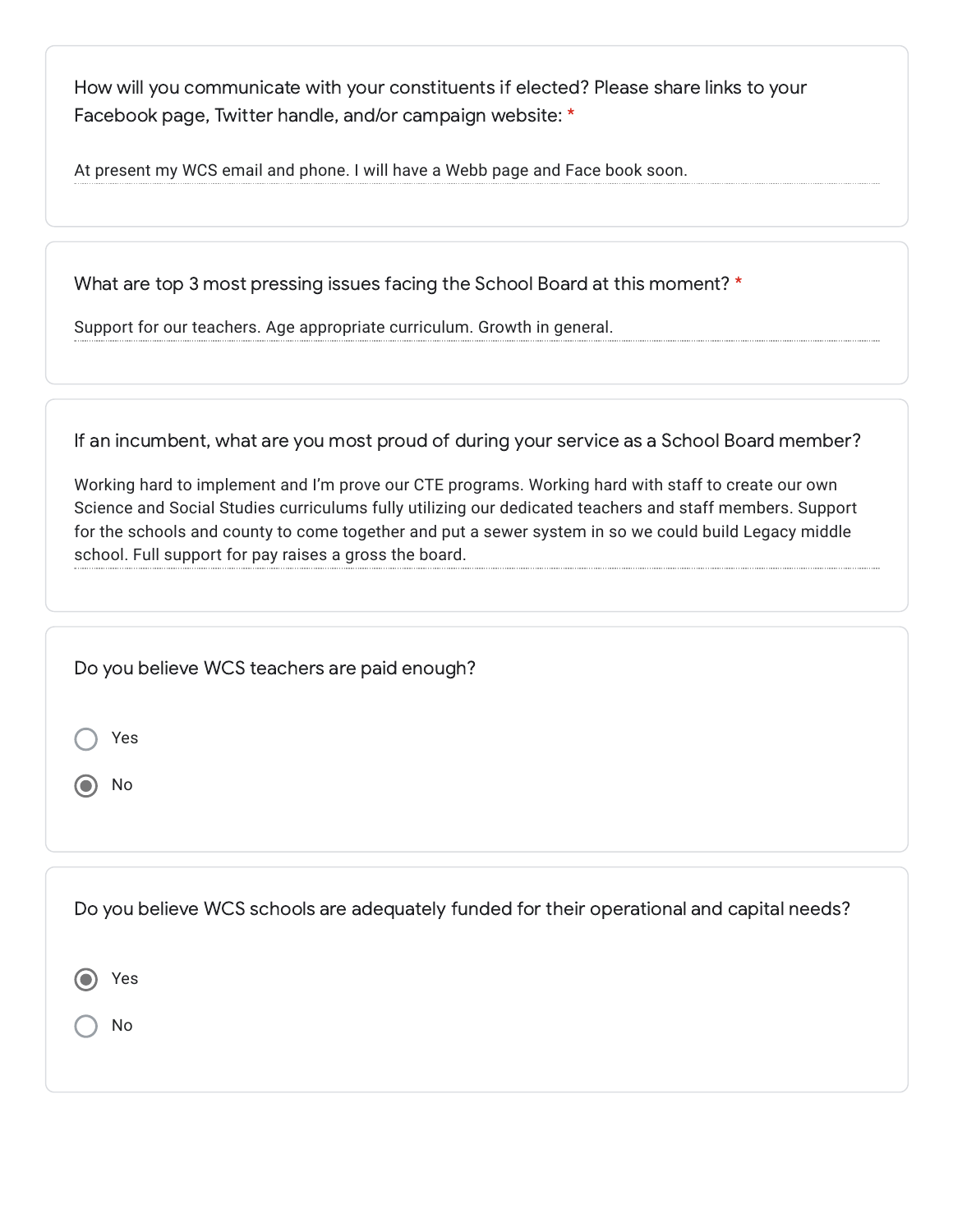How will you communicate with your constituents if elected? Please share links to your Facebook page, Twitter handle, and/or campaign website: *

At present my WCS email and phone. I will have a Webb page and Face book soon.

---

What are top 3 most pressing issues facing the School Board at this moment? *

Support for our teachers. Age appropriate curriculum. Growth in general.

---

If an incumbent, what are you most proud of during your service as a School Board member?

Working hard to implement and I'm prove our CTE programs. Working hard with staff to create our own Science and Social Studies curriculums fully utilizing our dedicated teachers and staff members. Support for the schools and county to come together and put a sewer system in so we could build Legacy middle school. Full support for pay raises a gross the board.

---

Do you believe WCS teachers are paid enough?

- ○ Yes
- ◉ No

---

Do you believe WCS schools are adequately funded for their operational and capital needs?

- ◉ Yes
- ○ No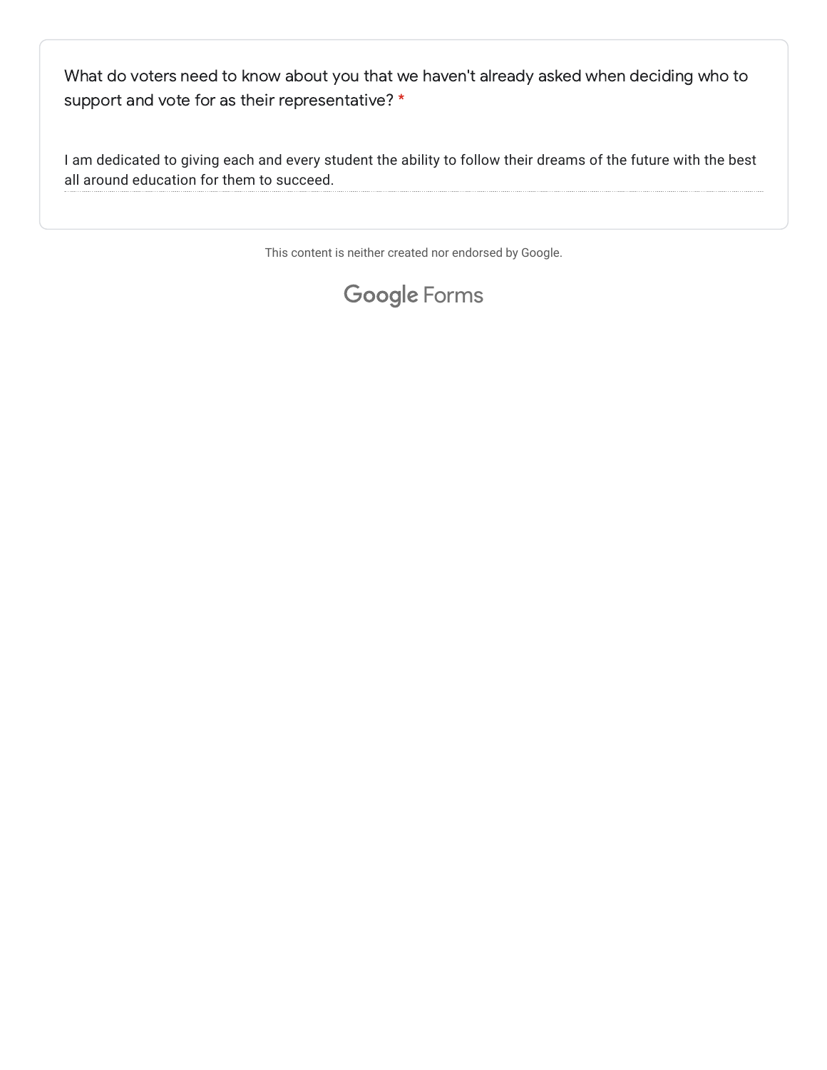What do voters need to know about you that we haven't already asked when deciding who to support and vote for as their representative? *

I am dedicated to giving each and every student the ability to follow their dreams of the future with the best all around education for them to succeed.

This content is neither created nor endorsed by Google.

Google Forms